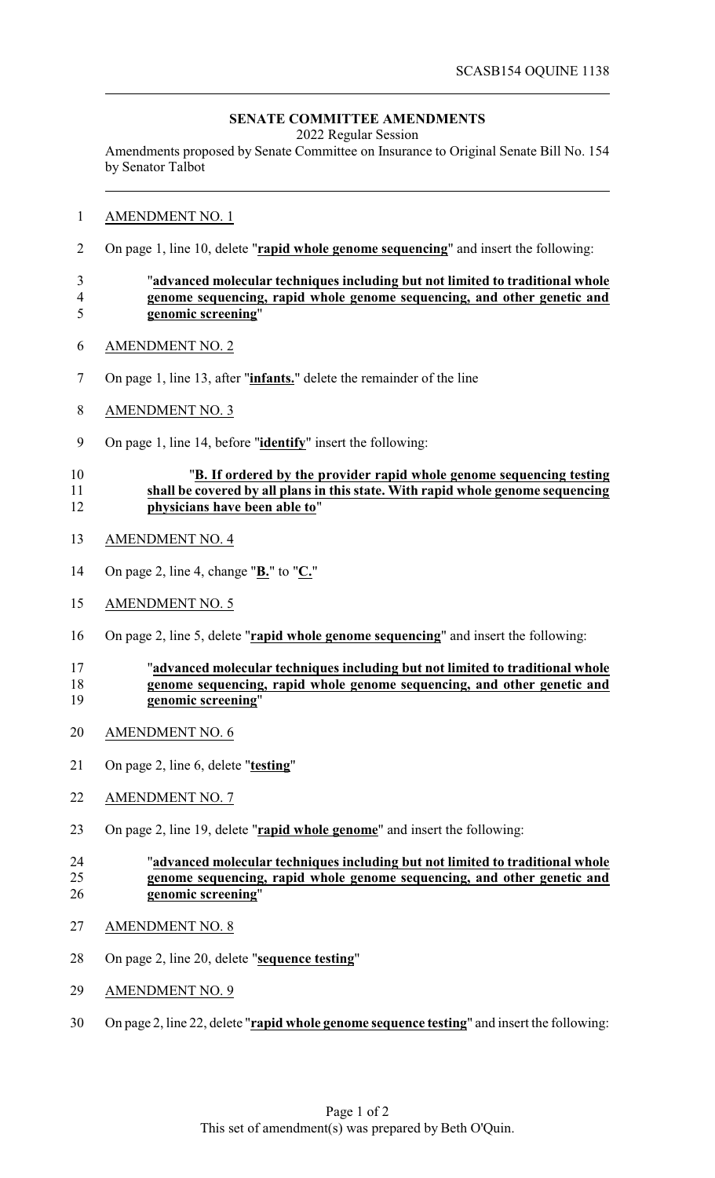SCASB154 OQUINE 1138

**SENATE COMMITTEE AMENDMENTS**

2022 Regular Session

Amendments proposed by Senate Committee on Insurance to Original Senate Bill No. 154 by Senator Talbot

AMENDMENT NO. 1

On page 1, line 10, delete "**rapid whole genome sequencing**" and insert the following:

"**advanced molecular techniques including but not limited to traditional whole genome sequencing, rapid whole genome sequencing, and other genetic and genomic screening**"

AMENDMENT NO. 2

On page 1, line 13, after "**infants.**" delete the remainder of the line

AMENDMENT NO. 3

On page 1, line 14, before "**identify**" insert the following:

"**B. If ordered by the provider rapid whole genome sequencing testing shall be covered by all plans in this state. With rapid whole genome sequencing physicians have been able to**"

AMENDMENT NO. 4

On page 2, line 4, change "**B.**" to "**C.**"

AMENDMENT NO. 5

On page 2, line 5, delete "**rapid whole genome sequencing**" and insert the following:

"**advanced molecular techniques including but not limited to traditional whole genome sequencing, rapid whole genome sequencing, and other genetic and genomic screening**"

AMENDMENT NO. 6

On page 2, line 6, delete "**testing**"

AMENDMENT NO. 7

On page 2, line 19, delete "**rapid whole genome**" and insert the following:

"**advanced molecular techniques including but not limited to traditional whole genome sequencing, rapid whole genome sequencing, and other genetic and genomic screening**"

AMENDMENT NO. 8

On page 2, line 20, delete "**sequence testing**"

AMENDMENT NO. 9

On page 2, line 22, delete "**rapid whole genome sequence testing**" and insert the following:

This set of amendment(s) was prepared by Beth O'Quin.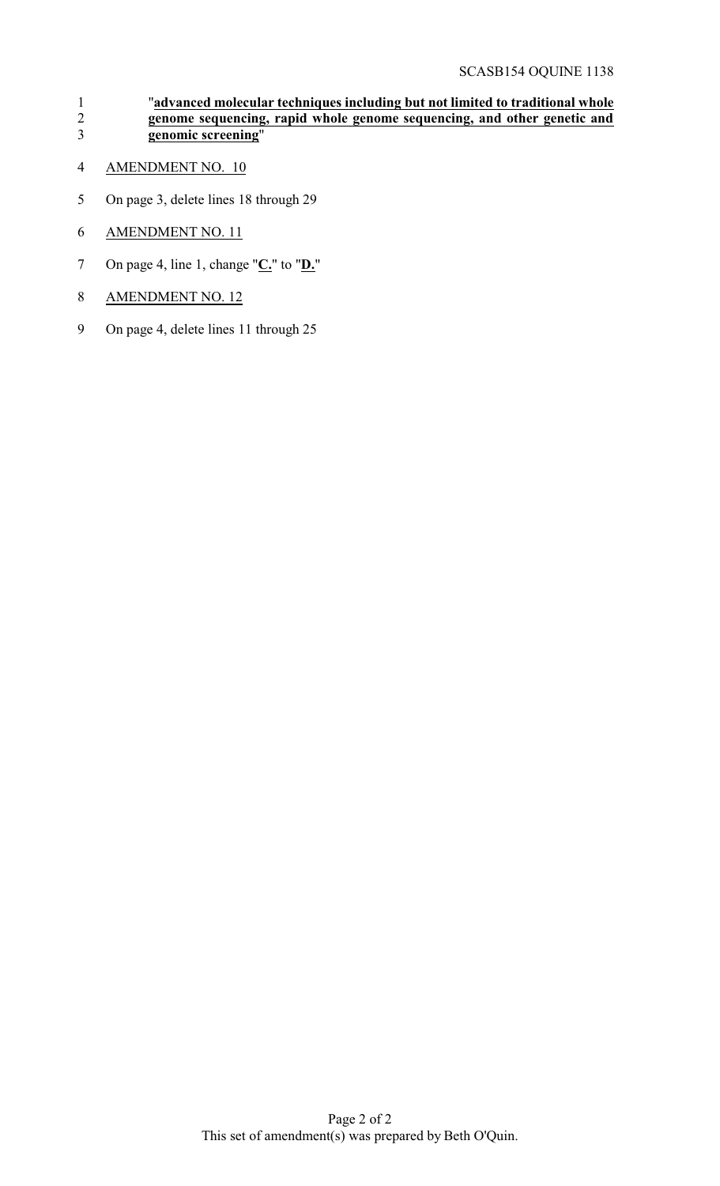"**advanced molecular techniques including but not limited to traditional whole genome sequencing, rapid whole genome sequencing, and other genetic and genomic screening**"

AMENDMENT NO. 10

On page 3, delete lines 18 through 29

AMENDMENT NO. 11

On page 4, line 1, change "**C.**" to "**D.**"

AMENDMENT NO. 12

On page 4, delete lines 11 through 25

This set of amendment(s) was prepared by Beth O'Quin.